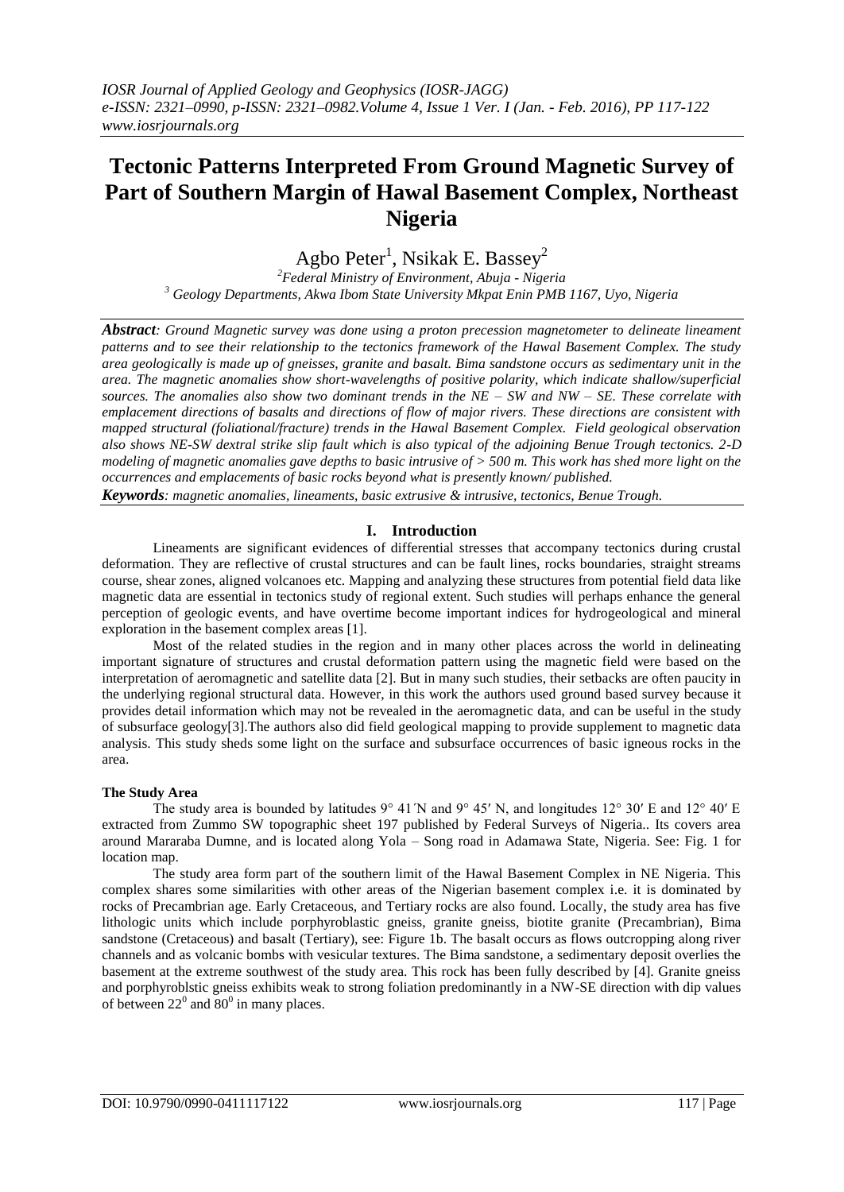# Tectonic Patterns Interpreted From Ground Magnetic Survey of Part of Southern Margin of Hawal Basement Complex, Northeast Nigeria

Agbo Peter[1], Nsikak E. Bassey[2]

[2]Federal Ministry of Environment, Abuja - Nigeria
[3] Geology Departments, Akwa Ibom State University Mkpat Enin PMB 1167, Uyo, Nigeria

***Abstract**: Ground Magnetic survey was done using a proton precession magnetometer to delineate lineament patterns and to see their relationship to the tectonics framework of the Hawal Basement Complex. The study area geologically is made up of gneisses, granite and basalt. Bima sandstone occurs as sedimentary unit in the area. The magnetic anomalies show short-wavelengths of positive polarity, which indicate shallow/superficial sources. The anomalies also show two dominant trends in the NE – SW and NW – SE. These correlate with emplacement directions of basalts and directions of flow of major rivers. These directions are consistent with mapped structural (foliational/fracture) trends in the Hawal Basement Complex. Field geological observation also shows NE-SW dextral strike slip fault which is also typical of the adjoining Benue Trough tectonics. 2-D modeling of magnetic anomalies gave depths to basic intrusive of > 500 m. This work has shed more light on the occurrences and emplacements of basic rocks beyond what is presently known/ published.*

***Keywords**: magnetic anomalies, lineaments, basic extrusive & intrusive, tectonics, Benue Trough.*

## I. Introduction

Lineaments are significant evidences of differential stresses that accompany tectonics during crustal deformation. They are reflective of crustal structures and can be fault lines, rocks boundaries, straight streams course, shear zones, aligned volcanoes etc. Mapping and analyzing these structures from potential field data like magnetic data are essential in tectonics study of regional extent. Such studies will perhaps enhance the general perception of geologic events, and have overtime become important indices for hydrogeological and mineral exploration in the basement complex areas [1].

Most of the related studies in the region and in many other places across the world in delineating important signature of structures and crustal deformation pattern using the magnetic field were based on the interpretation of aeromagnetic and satellite data [2]. But in many such studies, their setbacks are often paucity in the underlying regional structural data. However, in this work the authors used ground based survey because it provides detail information which may not be revealed in the aeromagnetic data, and can be useful in the study of subsurface geology[3].The authors also did field geological mapping to provide supplement to magnetic data analysis. This study sheds some light on the surface and subsurface occurrences of basic igneous rocks in the area.

### The Study Area

The study area is bounded by latitudes 9° 41´N and 9° 45′ N, and longitudes 12° 30′ E and 12° 40′ E extracted from Zummo SW topographic sheet 197 published by Federal Surveys of Nigeria.. Its covers area around Mararaba Dumne, and is located along Yola – Song road in Adamawa State, Nigeria. See: Fig. 1 for location map.

The study area form part of the southern limit of the Hawal Basement Complex in NE Nigeria. This complex shares some similarities with other areas of the Nigerian basement complex i.e. it is dominated by rocks of Precambrian age. Early Cretaceous, and Tertiary rocks are also found. Locally, the study area has five lithologic units which include porphyroblastic gneiss, granite gneiss, biotite granite (Precambrian), Bima sandstone (Cretaceous) and basalt (Tertiary), see: Figure 1b. The basalt occurs as flows outcropping along river channels and as volcanic bombs with vesicular textures. The Bima sandstone, a sedimentary deposit overlies the basement at the extreme southwest of the study area. This rock has been fully described by [4]. Granite gneiss and porphyroblstic gneiss exhibits weak to strong foliation predominantly in a NW-SE direction with dip values of between $22^0$ and $80^0$ in many places.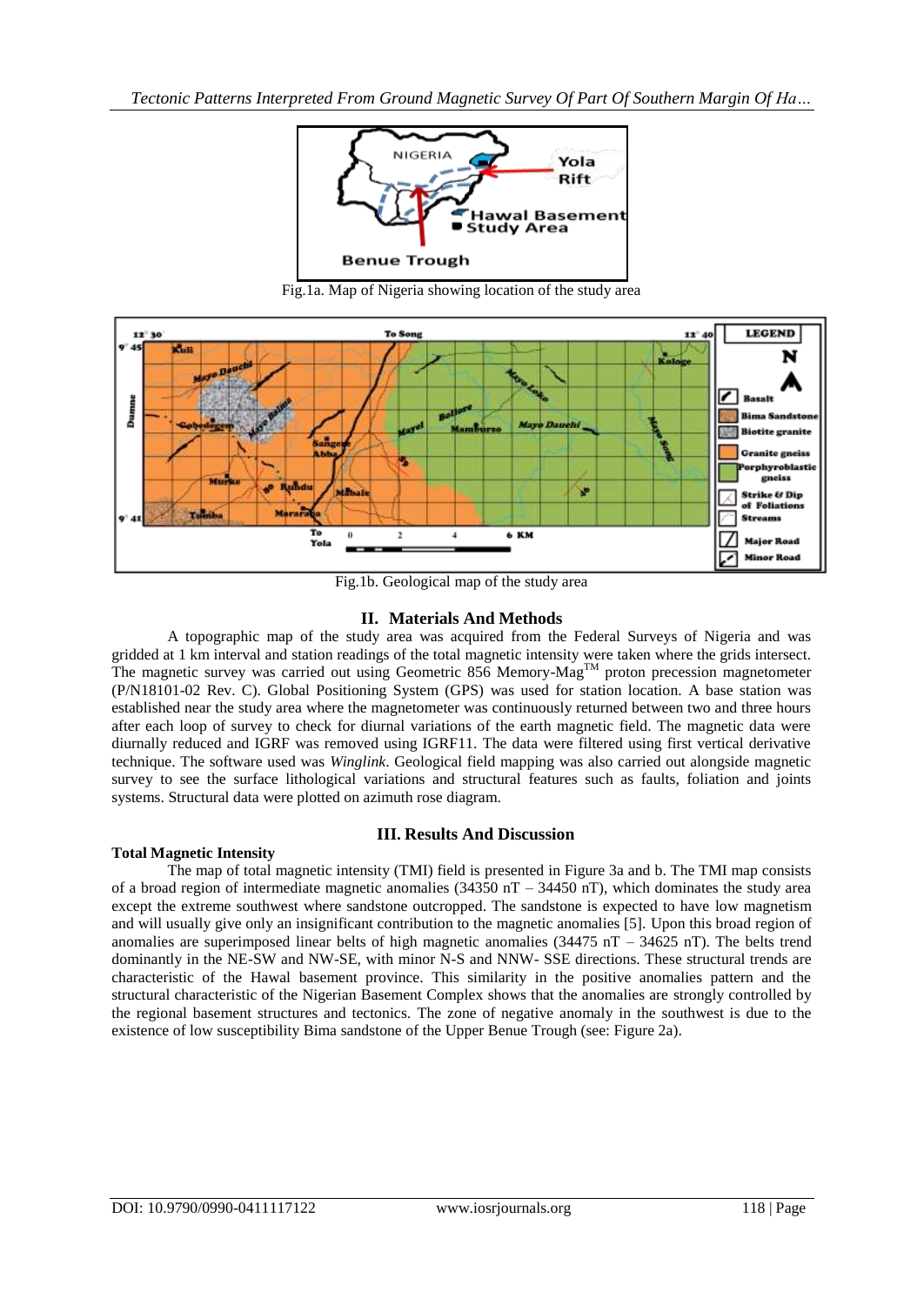Fig.1a. Map of Nigeria showing location of the study area

Fig.1b. Geological map of the study area

## II. Materials And Methods

A topographic map of the study area was acquired from the Federal Surveys of Nigeria and was gridded at 1 km interval and station readings of the total magnetic intensity were taken where the grids intersect. The magnetic survey was carried out using Geometric 856 Memory-Mag[TM] proton precession magnetometer (P/N18101-02 Rev. C). Global Positioning System (GPS) was used for station location. A base station was established near the study area where the magnetometer was continuously returned between two and three hours after each loop of survey to check for diurnal variations of the earth magnetic field. The magnetic data were diurnally reduced and IGRF was removed using IGRF11. The data were filtered using first vertical derivative technique. The software used was *Winglink*. Geological field mapping was also carried out alongside magnetic survey to see the surface lithological variations and structural features such as faults, foliation and joints systems. Structural data were plotted on azimuth rose diagram.

## III. Results And Discussion

**Total Magnetic Intensity**

The map of total magnetic intensity (TMI) field is presented in Figure 3a and b. The TMI map consists of a broad region of intermediate magnetic anomalies (34350 nT – 34450 nT), which dominates the study area except the extreme southwest where sandstone outcropped. The sandstone is expected to have low magnetism and will usually give only an insignificant contribution to the magnetic anomalies [5]. Upon this broad region of anomalies are superimposed linear belts of high magnetic anomalies (34475 nT – 34625 nT). The belts trend dominantly in the NE-SW and NW-SE, with minor N-S and NNW- SSE directions. These structural trends are characteristic of the Hawal basement province. This similarity in the positive anomalies pattern and the structural characteristic of the Nigerian Basement Complex shows that the anomalies are strongly controlled by the regional basement structures and tectonics. The zone of negative anomaly in the southwest is due to the existence of low susceptibility Bima sandstone of the Upper Benue Trough (see: Figure 2a).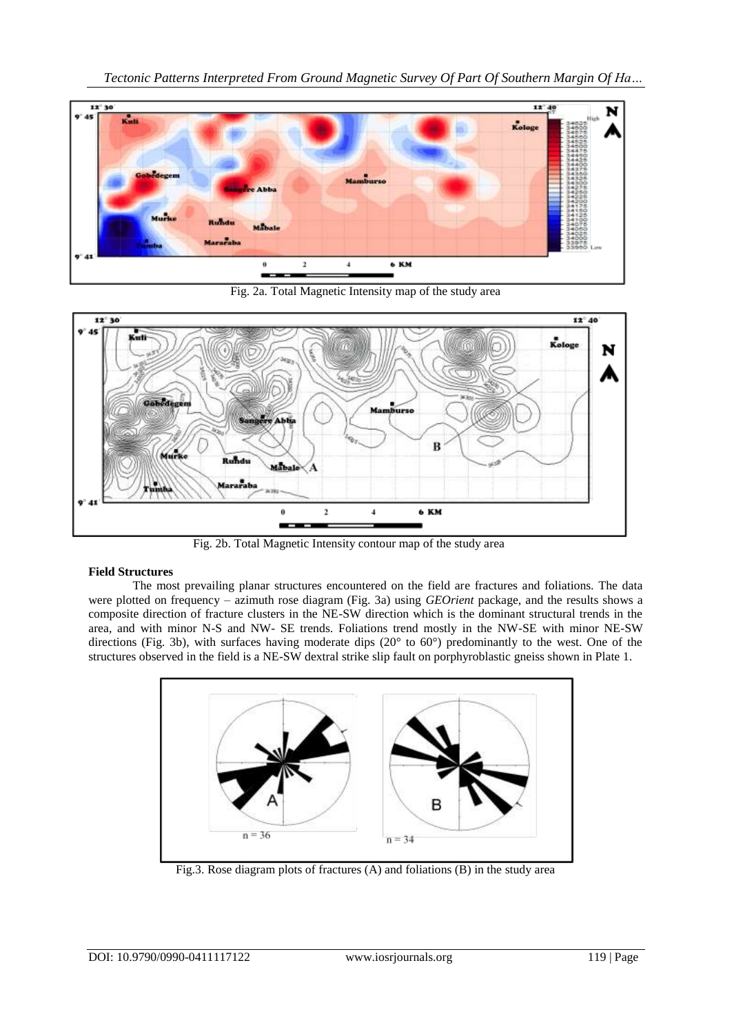Fig. 2a. Total Magnetic Intensity map of the study area

Fig. 2b. Total Magnetic Intensity contour map of the study area

**Field Structures**

The most prevailing planar structures encountered on the field are fractures and foliations. The data were plotted on frequency – azimuth rose diagram (Fig. 3a) using *GEOrient* package, and the results shows a composite direction of fracture clusters in the NE-SW direction which is the dominant structural trends in the area, and with minor N-S and NW- SE trends. Foliations trend mostly in the NW-SE with minor NE-SW directions (Fig. 3b), with surfaces having moderate dips (20° to 60°) predominantly to the west. One of the structures observed in the field is a NE-SW dextral strike slip fault on porphyroblastic gneiss shown in Plate 1.

Fig.3. Rose diagram plots of fractures (A) and foliations (B) in the study area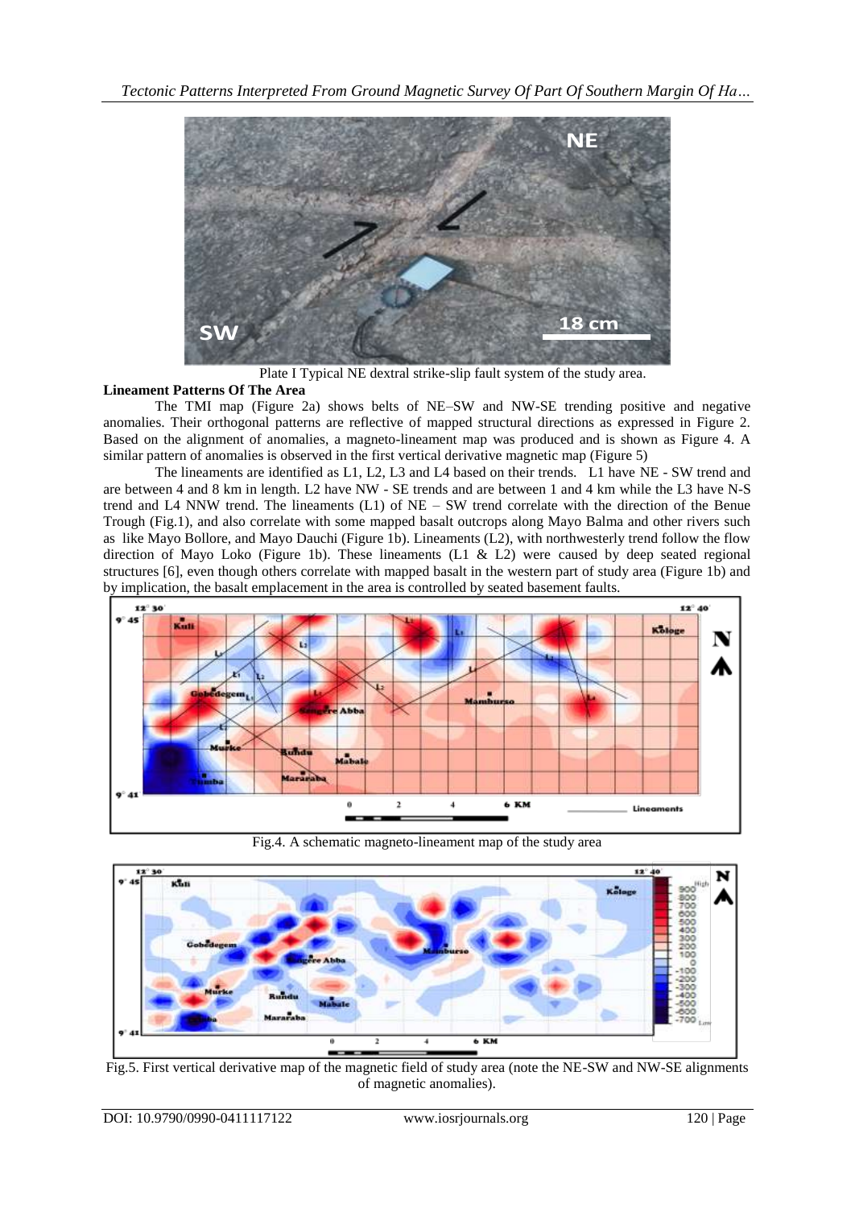Plate I Typical NE dextral strike-slip fault system of the study area.

**Lineament Patterns Of The Area**

The TMI map (Figure 2a) shows belts of NE–SW and NW-SE trending positive and negative anomalies. Their orthogonal patterns are reflective of mapped structural directions as expressed in Figure 2. Based on the alignment of anomalies, a magneto-lineament map was produced and is shown as Figure 4. A similar pattern of anomalies is observed in the first vertical derivative magnetic map (Figure 5)

The lineaments are identified as L1, L2, L3 and L4 based on their trends. L1 have NE - SW trend and are between 4 and 8 km in length. L2 have NW - SE trends and are between 1 and 4 km while the L3 have N-S trend and L4 NNW trend. The lineaments (L1) of NE – SW trend correlate with the direction of the Benue Trough (Fig.1), and also correlate with some mapped basalt outcrops along Mayo Balma and other rivers such as like Mayo Bollore, and Mayo Dauchi (Figure 1b). Lineaments (L2), with northwesterly trend follow the flow direction of Mayo Loko (Figure 1b). These lineaments (L1 & L2) were caused by deep seated regional structures [6], even though others correlate with mapped basalt in the western part of study area (Figure 1b) and by implication, the basalt emplacement in the area is controlled by seated basement faults.

Fig.4. A schematic magneto-lineament map of the study area

Fig.5. First vertical derivative map of the magnetic field of study area (note the NE-SW and NW-SE alignments of magnetic anomalies).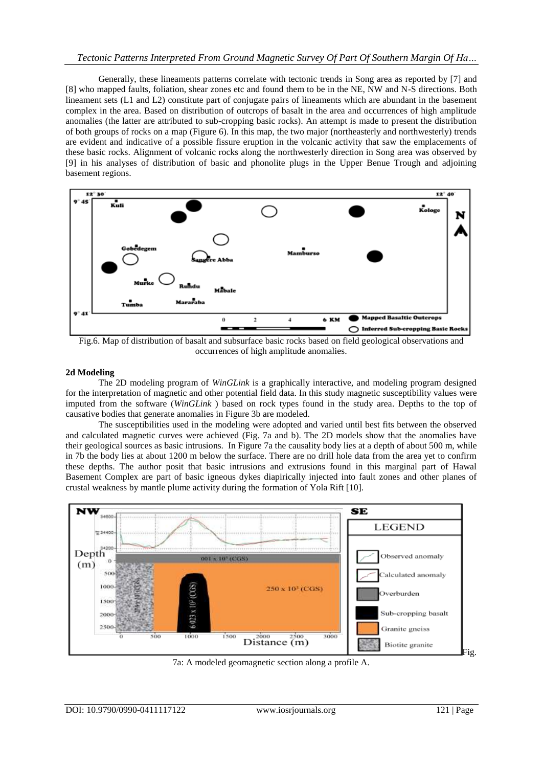Generally, these lineaments patterns correlate with tectonic trends in Song area as reported by [7] and [8] who mapped faults, foliation, shear zones etc and found them to be in the NE, NW and N-S directions. Both lineament sets (L1 and L2) constitute part of conjugate pairs of lineaments which are abundant in the basement complex in the area. Based on distribution of outcrops of basalt in the area and occurrences of high amplitude anomalies (the latter are attributed to sub-cropping basic rocks). An attempt is made to present the distribution of both groups of rocks on a map (Figure 6). In this map, the two major (northeasterly and northwesterly) trends are evident and indicative of a possible fissure eruption in the volcanic activity that saw the emplacements of these basic rocks. Alignment of volcanic rocks along the northwesterly direction in Song area was observed by [9] in his analyses of distribution of basic and phonolite plugs in the Upper Benue Trough and adjoining basement regions.

Fig.6. Map of distribution of basalt and subsurface basic rocks based on field geological observations and occurrences of high amplitude anomalies.

**2d Modeling**

The 2D modeling program of *WinGLink* is a graphically interactive, and modeling program designed for the interpretation of magnetic and other potential field data. In this study magnetic susceptibility values were imputed from the software (*WinGLink* ) based on rock types found in the study area. Depths to the top of causative bodies that generate anomalies in Figure 3b are modeled.

The susceptibilities used in the modeling were adopted and varied until best fits between the observed and calculated magnetic curves were achieved (Fig. 7a and b). The 2D models show that the anomalies have their geological sources as basic intrusions. In Figure 7a the causality body lies at a depth of about 500 m, while in 7b the body lies at about 1200 m below the surface. There are no drill hole data from the area yet to confirm these depths. The author posit that basic intrusions and extrusions found in this marginal part of Hawal Basement Complex are part of basic igneous dykes diapirically injected into fault zones and other planes of crustal weakness by mantle plume activity during the formation of Yola Rift [10].

Fig. 7a: A modeled geomagnetic section along a profile A.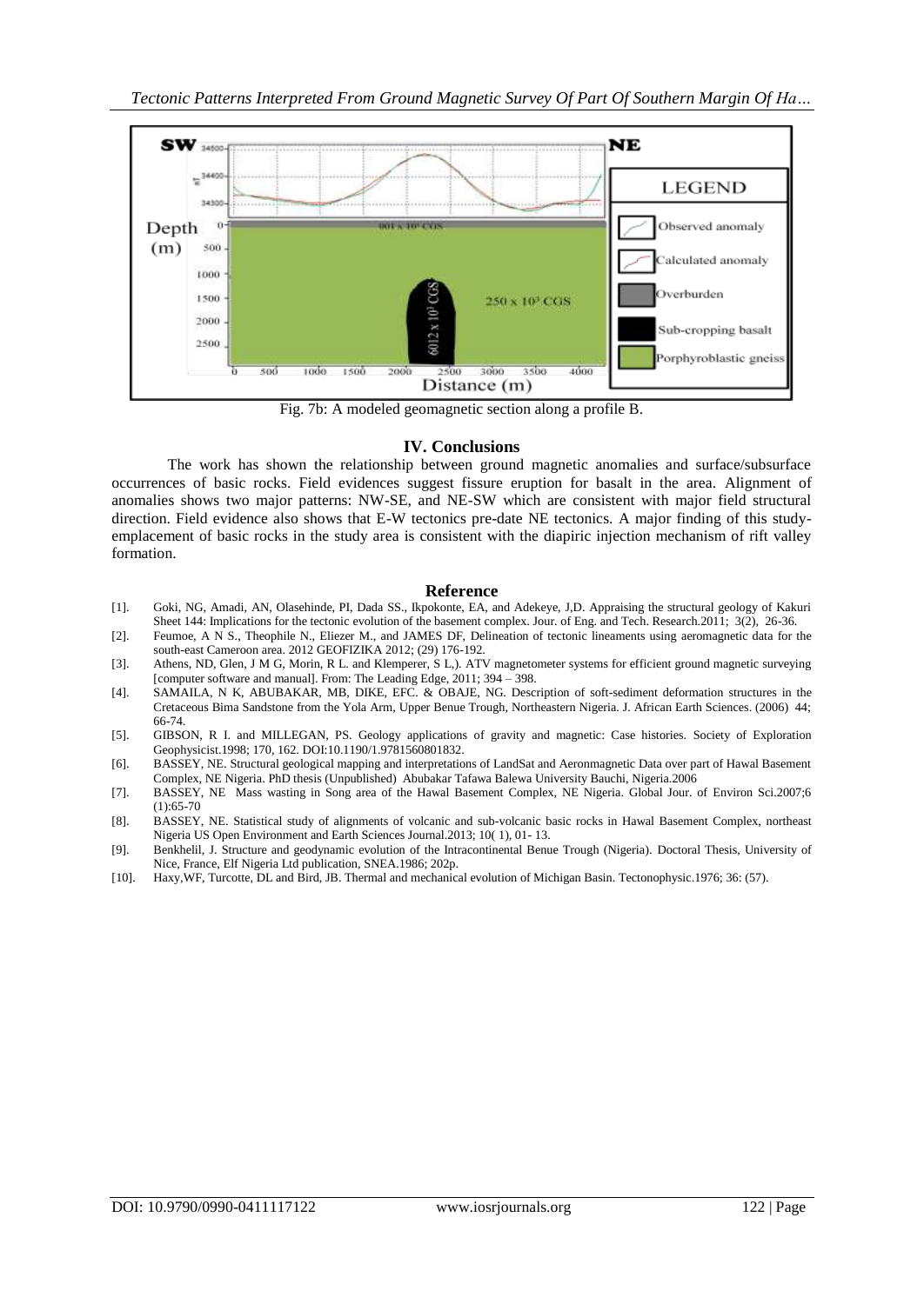SW

NE

34500

34400

34300

nT

Depth (m)

0

500

1000

1500

2000

2500

001 x 10³ CGS

6012 x 10³ CGS

250 x 10³ CGS

0 500 1000 1500 2000 2500 3000 3500 4000

Distance (m)

LEGEND

Observed anomaly

Calculated anomaly

Overburden

Sub-cropping basalt

Porphyroblastic gneiss

Fig. 7b: A modeled geomagnetic section along a profile B.

## IV. Conclusions

The work has shown the relationship between ground magnetic anomalies and surface/subsurface occurrences of basic rocks. Field evidences suggest fissure eruption for basalt in the area. Alignment of anomalies shows two major patterns: NW-SE, and NE-SW which are consistent with major field structural direction. Field evidence also shows that E-W tectonics pre-date NE tectonics. A major finding of this study-emplacement of basic rocks in the study area is consistent with the diapiric injection mechanism of rift valley formation.

## Reference

[1]. Goki, NG, Amadi, AN, Olasehinde, PI, Dada SS., Ikpokonte, EA, and Adekeye, J,D. Appraising the structural geology of Kakuri Sheet 144: Implications for the tectonic evolution of the basement complex. Jour. of Eng. and Tech. Research.2011; 3(2), 26-36.

[2]. Feumoe, A N S., Theophile N., Eliezer M., and JAMES DF, Delineation of tectonic lineaments using aeromagnetic data for the south-east Cameroon area. 2012 GEOFIZIKA 2012; (29) 176-192.

[3]. Athens, ND, Glen, J M G, Morin, R L. and Klemperer, S L,). ATV magnetometer systems for efficient ground magnetic surveying [computer software and manual]. From: The Leading Edge, 2011; 394 – 398.

[4]. SAMAILA, N K, ABUBAKAR, MB, DIKE, EFC. & OBAJE, NG. Description of soft-sediment deformation structures in the Cretaceous Bima Sandstone from the Yola Arm, Upper Benue Trough, Northeastern Nigeria. J. African Earth Sciences. (2006) 44; 66-74.

[5]. GIBSON, R I. and MILLEGAN, PS. Geology applications of gravity and magnetic: Case histories. Society of Exploration Geophysicist.1998; 170, 162. DOI:10.1190/1.9781560801832.

[6]. BASSEY, NE. Structural geological mapping and interpretations of LandSat and Aeronmagnetic Data over part of Hawal Basement Complex, NE Nigeria. PhD thesis (Unpublished) Abubakar Tafawa Balewa University Bauchi, Nigeria.2006

[7]. BASSEY, NE Mass wasting in Song area of the Hawal Basement Complex, NE Nigeria. Global Jour. of Environ Sci.2007;6 (1):65-70

[8]. BASSEY, NE. Statistical study of alignments of volcanic and sub-volcanic basic rocks in Hawal Basement Complex, northeast Nigeria US Open Environment and Earth Sciences Journal.2013; 10( 1), 01- 13.

[9]. Benkhelil, J. Structure and geodynamic evolution of the Intracontinental Benue Trough (Nigeria). Doctoral Thesis, University of Nice, France, Elf Nigeria Ltd publication, SNEA.1986; 202p.

[10]. Haxy,WF, Turcotte, DL and Bird, JB. Thermal and mechanical evolution of Michigan Basin. Tectonophysic.1976; 36: (57).